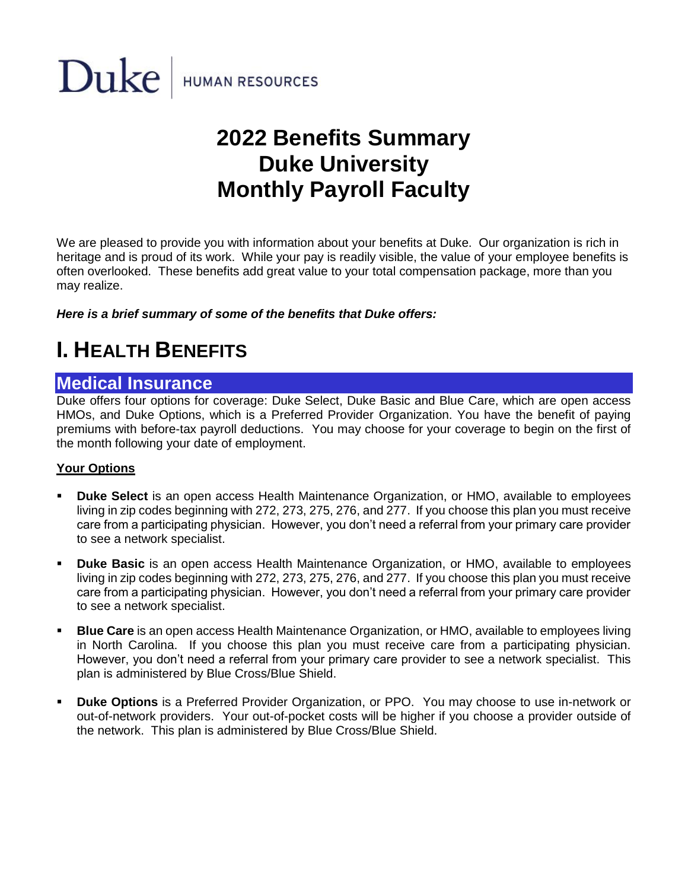Duke | HUMAN RESOURCES

# 2022 Benefits Summary
# Duke University
# Monthly Payroll Faculty

We are pleased to provide you with information about your benefits at Duke. Our organization is rich in heritage and is proud of its work. While your pay is readily visible, the value of your employee benefits is often overlooked. These benefits add great value to your total compensation package, more than you may realize.

***Here is a brief summary of some of the benefits that Duke offers:***

# I. HEALTH BENEFITS

## Medical Insurance

Duke offers four options for coverage: Duke Select, Duke Basic and Blue Care, which are open access HMOs, and Duke Options, which is a Preferred Provider Organization. You have the benefit of paying premiums with before-tax payroll deductions. You may choose for your coverage to begin on the first of the month following your date of employment.

**Your Options**

- **Duke Select** is an open access Health Maintenance Organization, or HMO, available to employees living in zip codes beginning with 272, 273, 275, 276, and 277. If you choose this plan you must receive care from a participating physician. However, you don't need a referral from your primary care provider to see a network specialist.
- **Duke Basic** is an open access Health Maintenance Organization, or HMO, available to employees living in zip codes beginning with 272, 273, 275, 276, and 277. If you choose this plan you must receive care from a participating physician. However, you don't need a referral from your primary care provider to see a network specialist.
- **Blue Care** is an open access Health Maintenance Organization, or HMO, available to employees living in North Carolina. If you choose this plan you must receive care from a participating physician. However, you don't need a referral from your primary care provider to see a network specialist. This plan is administered by Blue Cross/Blue Shield.
- **Duke Options** is a Preferred Provider Organization, or PPO. You may choose to use in-network or out-of-network providers. Your out-of-pocket costs will be higher if you choose a provider outside of the network. This plan is administered by Blue Cross/Blue Shield.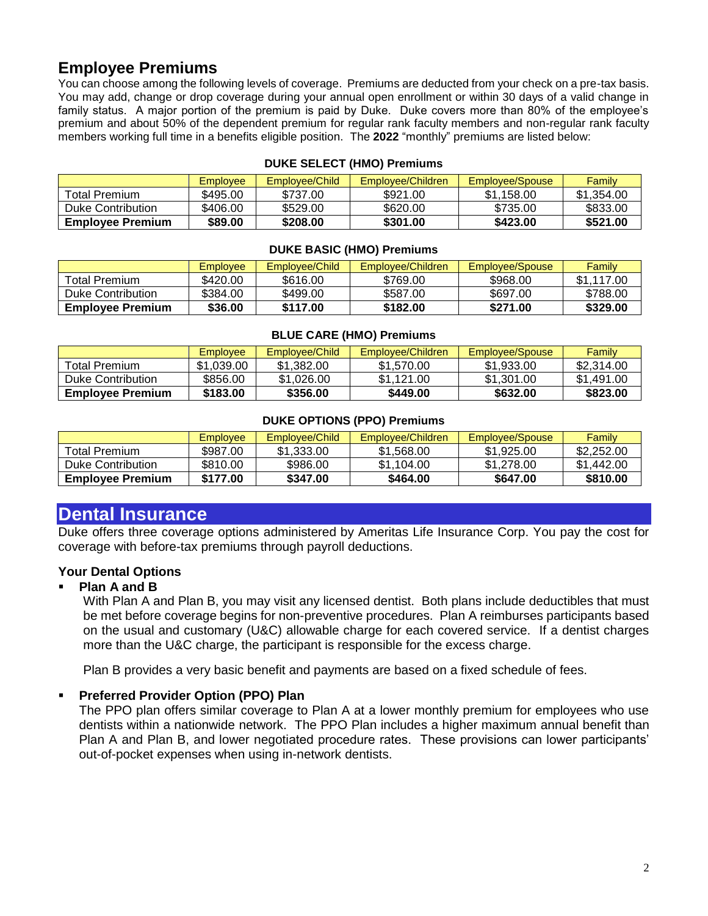## Employee Premiums

You can choose among the following levels of coverage. Premiums are deducted from your check on a pre-tax basis. You may add, change or drop coverage during your annual open enrollment or within 30 days of a valid change in family status. A major portion of the premium is paid by Duke. Duke covers more than 80% of the employee's premium and about 50% of the dependent premium for regular rank faculty members and non-regular rank faculty members working full time in a benefits eligible position. The **2022** "monthly" premiums are listed below:

**DUKE SELECT (HMO) Premiums**

| | Employee | Employee/Child | Employee/Children | Employee/Spouse | Family |
|---|---|---|---|---|---|
| Total Premium | $495.00 | $737.00 | $921.00 | $1,158.00 | $1,354.00 |
| Duke Contribution | $406.00 | $529.00 | $620.00 | $735.00 | $833.00 |
| **Employee Premium** | **$89.00** | **$208.00** | **$301.00** | **$423.00** | **$521.00** |

**DUKE BASIC (HMO) Premiums**

| | Employee | Employee/Child | Employee/Children | Employee/Spouse | Family |
|---|---|---|---|---|---|
| Total Premium | $420.00 | $616.00 | $769.00 | $968.00 | $1,117.00 |
| Duke Contribution | $384.00 | $499.00 | $587.00 | $697.00 | $788.00 |
| **Employee Premium** | **$36.00** | **$117.00** | **$182.00** | **$271.00** | **$329.00** |

**BLUE CARE (HMO) Premiums**

| | Employee | Employee/Child | Employee/Children | Employee/Spouse | Family |
|---|---|---|---|---|---|
| Total Premium | $1,039.00 | $1,382.00 | $1,570.00 | $1,933.00 | $2,314.00 |
| Duke Contribution | $856.00 | $1,026.00 | $1,121.00 | $1,301.00 | $1,491.00 |
| **Employee Premium** | **$183.00** | **$356.00** | **$449.00** | **$632.00** | **$823.00** |

**DUKE OPTIONS (PPO) Premiums**

| | Employee | Employee/Child | Employee/Children | Employee/Spouse | Family |
|---|---|---|---|---|---|
| Total Premium | $987.00 | $1,333.00 | $1,568.00 | $1,925.00 | $2,252.00 |
| Duke Contribution | $810.00 | $986.00 | $1,104.00 | $1,278.00 | $1,442.00 |
| **Employee Premium** | **$177.00** | **$347.00** | **$464.00** | **$647.00** | **$810.00** |

# Dental Insurance

Duke offers three coverage options administered by Ameritas Life Insurance Corp. You pay the cost for coverage with before-tax premiums through payroll deductions.

### Your Dental Options

- **Plan A and B**

  With Plan A and Plan B, you may visit any licensed dentist. Both plans include deductibles that must be met before coverage begins for non-preventive procedures. Plan A reimburses participants based on the usual and customary (U&C) allowable charge for each covered service. If a dentist charges more than the U&C charge, the participant is responsible for the excess charge.

  Plan B provides a very basic benefit and payments are based on a fixed schedule of fees.

- **Preferred Provider Option (PPO) Plan**

  The PPO plan offers similar coverage to Plan A at a lower monthly premium for employees who use dentists within a nationwide network. The PPO Plan includes a higher maximum annual benefit than Plan A and Plan B, and lower negotiated procedure rates. These provisions can lower participants' out-of-pocket expenses when using in-network dentists.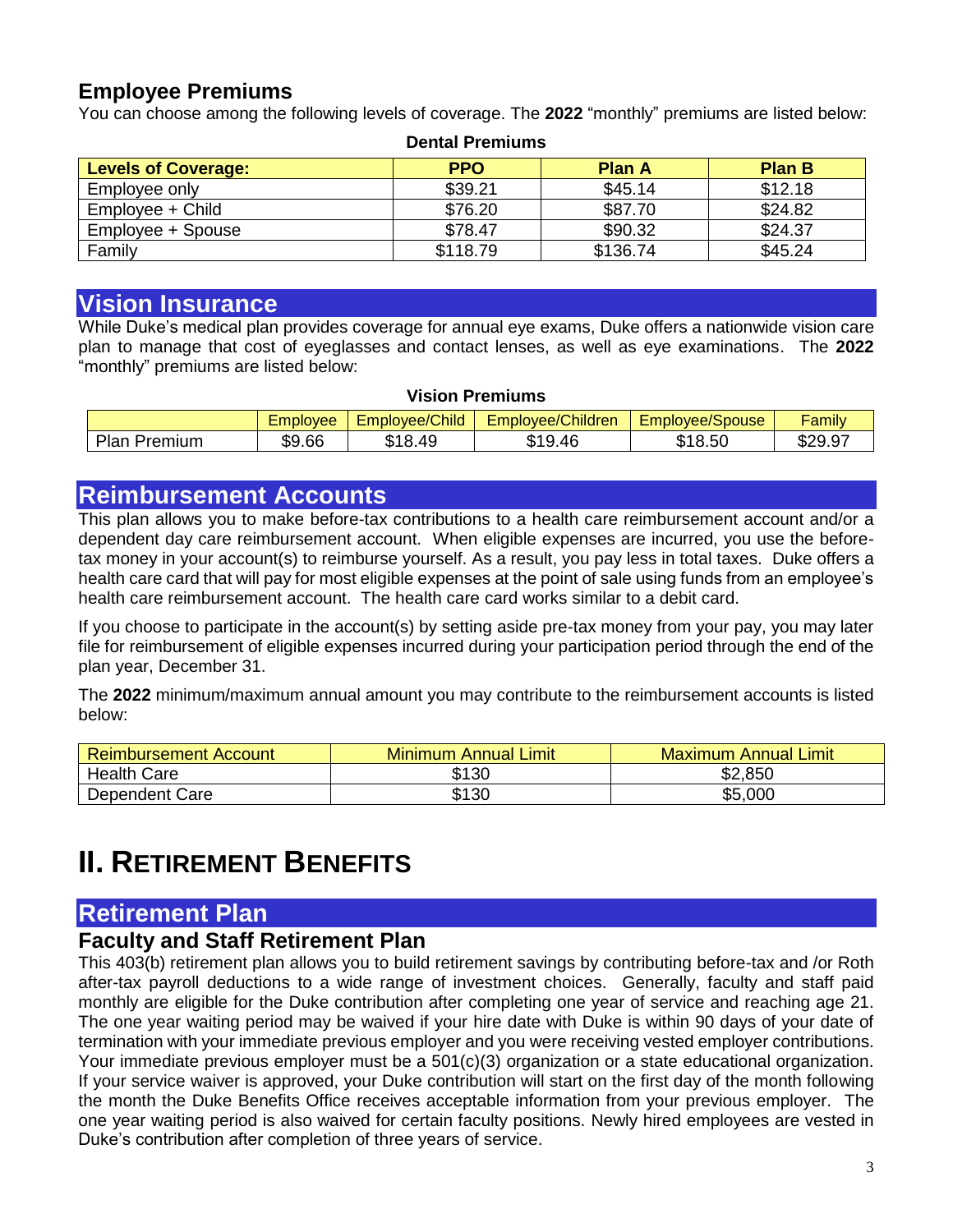## Employee Premiums

You can choose among the following levels of coverage. The **2022** "monthly" premiums are listed below:

**Dental Premiums**

| Levels of Coverage: | PPO | Plan A | Plan B |
|---|---|---|---|
| Employee only | $39.21 | $45.14 | $12.18 |
| Employee + Child | $76.20 | $87.70 | $24.82 |
| Employee + Spouse | $78.47 | $90.32 | $24.37 |
| Family | $118.79 | $136.74 | $45.24 |

## Vision Insurance

While Duke's medical plan provides coverage for annual eye exams, Duke offers a nationwide vision care plan to manage that cost of eyeglasses and contact lenses, as well as eye examinations. The **2022** "monthly" premiums are listed below:

**Vision Premiums**

| | Employee | Employee/Child | Employee/Children | Employee/Spouse | Family |
|---|---|---|---|---|---|
| Plan Premium | $9.66 | $18.49 | $19.46 | $18.50 | $29.97 |

## Reimbursement Accounts

This plan allows you to make before-tax contributions to a health care reimbursement account and/or a dependent day care reimbursement account. When eligible expenses are incurred, you use the before-tax money in your account(s) to reimburse yourself. As a result, you pay less in total taxes. Duke offers a health care card that will pay for most eligible expenses at the point of sale using funds from an employee's health care reimbursement account. The health care card works similar to a debit card.

If you choose to participate in the account(s) by setting aside pre-tax money from your pay, you may later file for reimbursement of eligible expenses incurred during your participation period through the end of the plan year, December 31.

The **2022** minimum/maximum annual amount you may contribute to the reimbursement accounts is listed below:

| Reimbursement Account | Minimum Annual Limit | Maximum Annual Limit |
|---|---|---|
| Health Care | $130 | $2,850 |
| Dependent Care | $130 | $5,000 |

# II. Retirement Benefits

## Retirement Plan

### Faculty and Staff Retirement Plan

This 403(b) retirement plan allows you to build retirement savings by contributing before-tax and /or Roth after-tax payroll deductions to a wide range of investment choices. Generally, faculty and staff paid monthly are eligible for the Duke contribution after completing one year of service and reaching age 21. The one year waiting period may be waived if your hire date with Duke is within 90 days of your date of termination with your immediate previous employer and you were receiving vested employer contributions. Your immediate previous employer must be a 501(c)(3) organization or a state educational organization. If your service waiver is approved, your Duke contribution will start on the first day of the month following the month the Duke Benefits Office receives acceptable information from your previous employer. The one year waiting period is also waived for certain faculty positions. Newly hired employees are vested in Duke's contribution after completion of three years of service.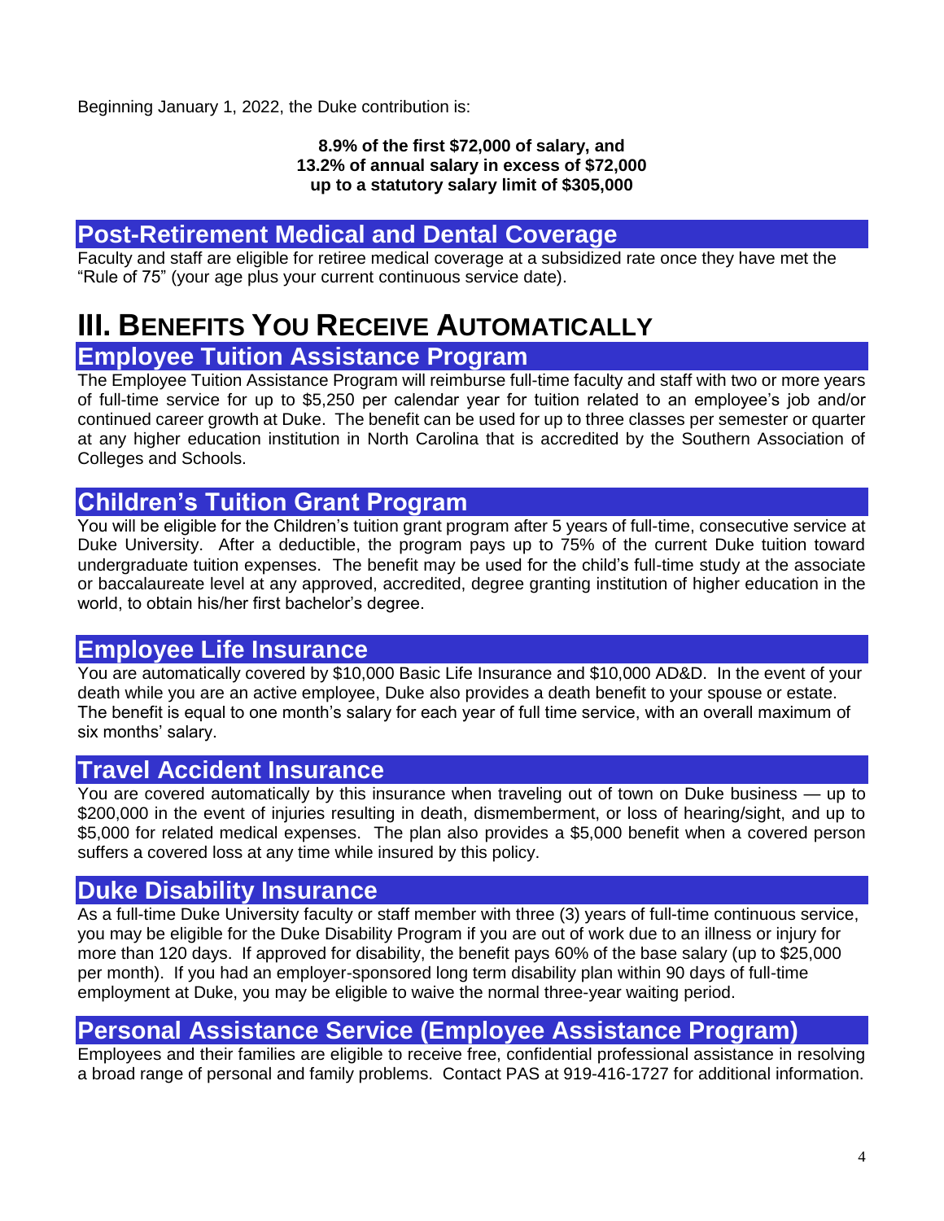Beginning January 1, 2022, the Duke contribution is:

**8.9% of the first $72,000 of salary, and**
**13.2% of annual salary in excess of $72,000**
**up to a statutory salary limit of $305,000**

## Post-Retirement Medical and Dental Coverage

Faculty and staff are eligible for retiree medical coverage at a subsidized rate once they have met the "Rule of 75" (your age plus your current continuous service date).

# III. Benefits You Receive Automatically

## Employee Tuition Assistance Program

The Employee Tuition Assistance Program will reimburse full-time faculty and staff with two or more years of full-time service for up to $5,250 per calendar year for tuition related to an employee's job and/or continued career growth at Duke. The benefit can be used for up to three classes per semester or quarter at any higher education institution in North Carolina that is accredited by the Southern Association of Colleges and Schools.

## Children's Tuition Grant Program

You will be eligible for the Children's tuition grant program after 5 years of full-time, consecutive service at Duke University. After a deductible, the program pays up to 75% of the current Duke tuition toward undergraduate tuition expenses. The benefit may be used for the child's full-time study at the associate or baccalaureate level at any approved, accredited, degree granting institution of higher education in the world, to obtain his/her first bachelor's degree.

## Employee Life Insurance

You are automatically covered by $10,000 Basic Life Insurance and $10,000 AD&D. In the event of your death while you are an active employee, Duke also provides a death benefit to your spouse or estate. The benefit is equal to one month's salary for each year of full time service, with an overall maximum of six months' salary.

## Travel Accident Insurance

You are covered automatically by this insurance when traveling out of town on Duke business — up to $200,000 in the event of injuries resulting in death, dismemberment, or loss of hearing/sight, and up to $5,000 for related medical expenses. The plan also provides a $5,000 benefit when a covered person suffers a covered loss at any time while insured by this policy.

## Duke Disability Insurance

As a full-time Duke University faculty or staff member with three (3) years of full-time continuous service, you may be eligible for the Duke Disability Program if you are out of work due to an illness or injury for more than 120 days. If approved for disability, the benefit pays 60% of the base salary (up to $25,000 per month). If you had an employer-sponsored long term disability plan within 90 days of full-time employment at Duke, you may be eligible to waive the normal three-year waiting period.

## Personal Assistance Service (Employee Assistance Program)

Employees and their families are eligible to receive free, confidential professional assistance in resolving a broad range of personal and family problems. Contact PAS at 919-416-1727 for additional information.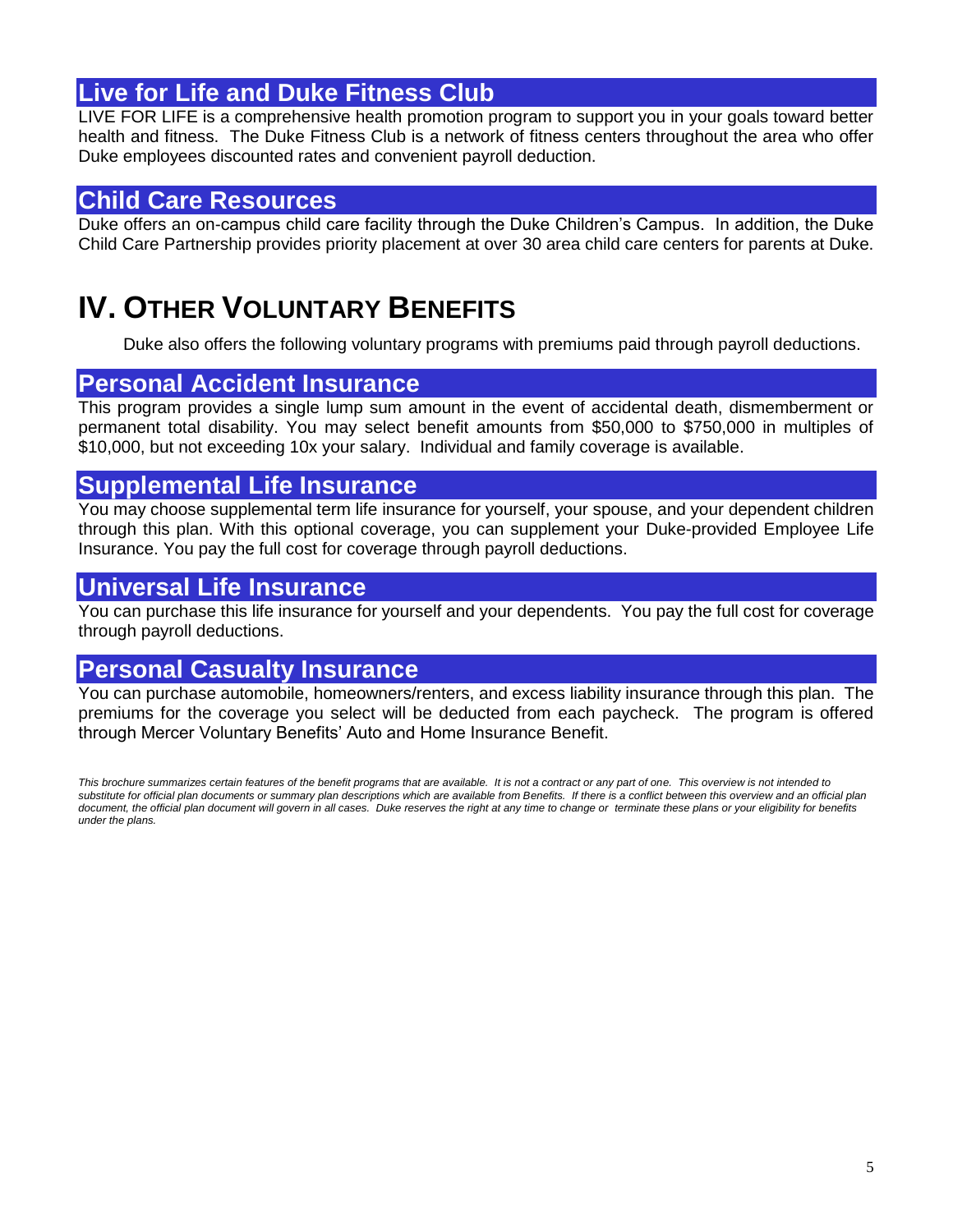## Live for Life and Duke Fitness Club

LIVE FOR LIFE is a comprehensive health promotion program to support you in your goals toward better health and fitness. The Duke Fitness Club is a network of fitness centers throughout the area who offer Duke employees discounted rates and convenient payroll deduction.

## Child Care Resources

Duke offers an on-campus child care facility through the Duke Children's Campus. In addition, the Duke Child Care Partnership provides priority placement at over 30 area child care centers for parents at Duke.

# IV. Other Voluntary Benefits

Duke also offers the following voluntary programs with premiums paid through payroll deductions.

## Personal Accident Insurance

This program provides a single lump sum amount in the event of accidental death, dismemberment or permanent total disability. You may select benefit amounts from $50,000 to $750,000 in multiples of $10,000, but not exceeding 10x your salary. Individual and family coverage is available.

## Supplemental Life Insurance

You may choose supplemental term life insurance for yourself, your spouse, and your dependent children through this plan. With this optional coverage, you can supplement your Duke-provided Employee Life Insurance. You pay the full cost for coverage through payroll deductions.

## Universal Life Insurance

You can purchase this life insurance for yourself and your dependents. You pay the full cost for coverage through payroll deductions.

## Personal Casualty Insurance

You can purchase automobile, homeowners/renters, and excess liability insurance through this plan. The premiums for the coverage you select will be deducted from each paycheck. The program is offered through Mercer Voluntary Benefits' Auto and Home Insurance Benefit.

*This brochure summarizes certain features of the benefit programs that are available. It is not a contract or any part of one. This overview is not intended to substitute for official plan documents or summary plan descriptions which are available from Benefits. If there is a conflict between this overview and an official plan document, the official plan document will govern in all cases. Duke reserves the right at any time to change or terminate these plans or your eligibility for benefits under the plans.*